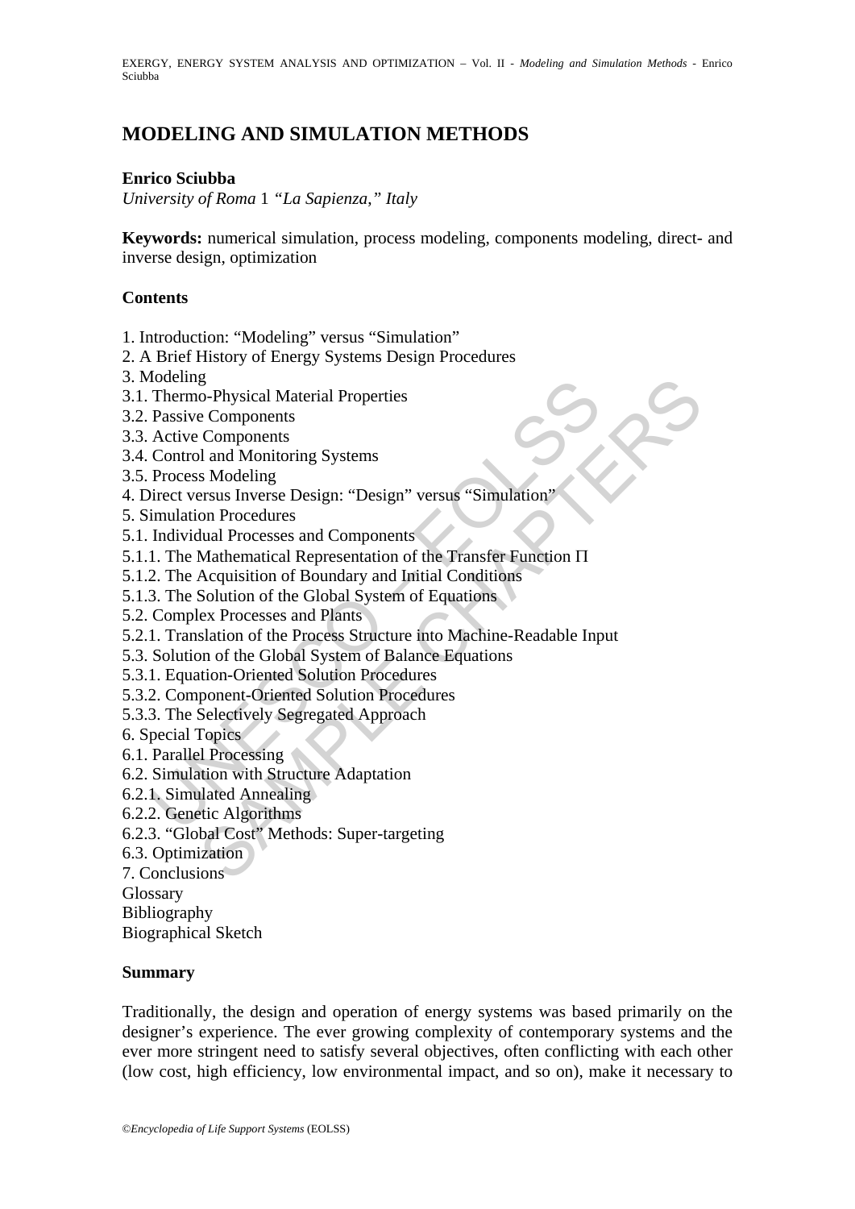# MODELING AND SIMULATION METHODS

**Enrico Sciubba**

*University of Roma* 1 *"La Sapienza," Italy*

**Keywords:** numerical simulation, process modeling, components modeling, direct- and inverse design, optimization

## Contents

1. Introduction: "Modeling" versus "Simulation"
2. A Brief History of Energy Systems Design Procedures
3. Modeling
3.1. Thermo-Physical Material Properties
3.2. Passive Components
3.3. Active Components
3.4. Control and Monitoring Systems
3.5. Process Modeling
4. Direct versus Inverse Design: "Design" versus "Simulation"
5. Simulation Procedures
5.1. Individual Processes and Components
5.1.1. The Mathematical Representation of the Transfer Function $\Pi$
5.1.2. The Acquisition of Boundary and Initial Conditions
5.1.3. The Solution of the Global System of Equations
5.2. Complex Processes and Plants
5.2.1. Translation of the Process Structure into Machine-Readable Input
5.3. Solution of the Global System of Balance Equations
5.3.1. Equation-Oriented Solution Procedures
5.3.2. Component-Oriented Solution Procedures
5.3.3. The Selectively Segregated Approach
6. Special Topics
6.1. Parallel Processing
6.2. Simulation with Structure Adaptation
6.2.1. Simulated Annealing
6.2.2. Genetic Algorithms
6.2.3. "Global Cost" Methods: Super-targeting
6.3. Optimization
7. Conclusions

Glossary

Bibliography

Biographical Sketch

## Summary

Traditionally, the design and operation of energy systems was based primarily on the designer's experience. The ever growing complexity of contemporary systems and the ever more stringent need to satisfy several objectives, often conflicting with each other (low cost, high efficiency, low environmental impact, and so on), make it necessary to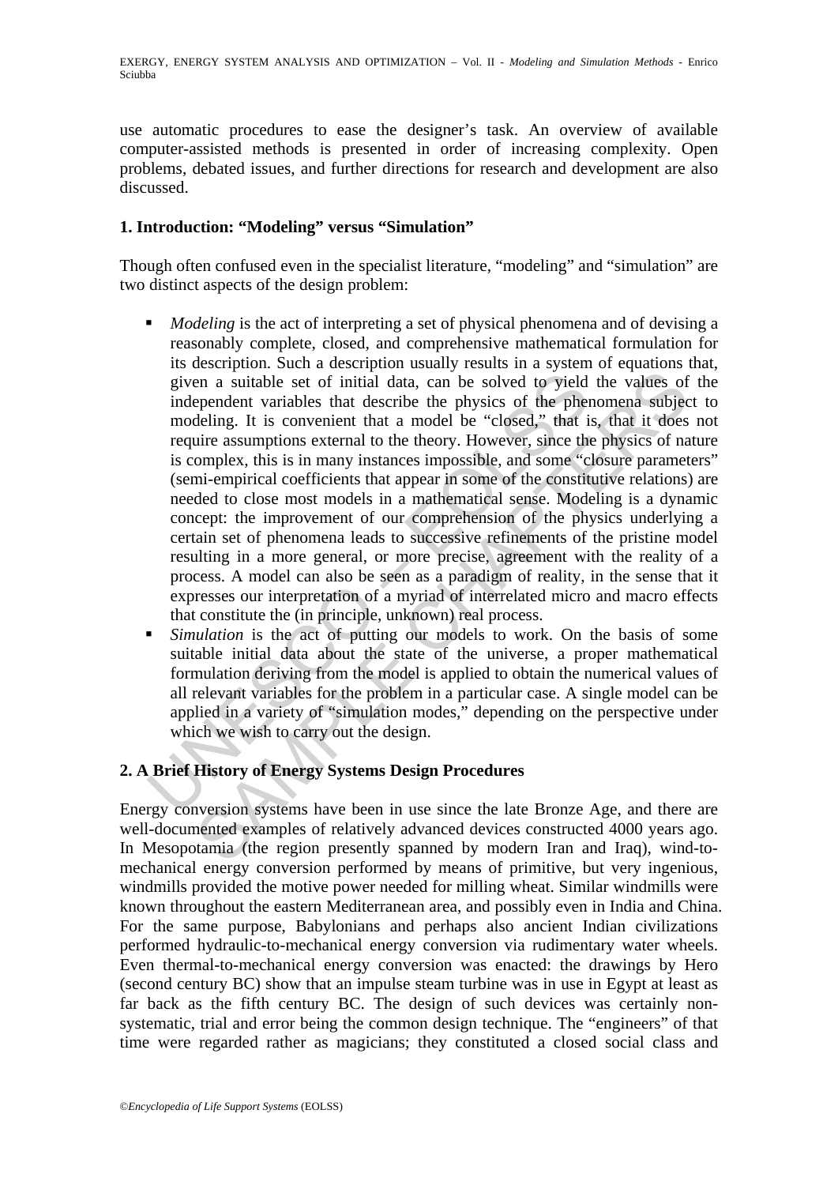use automatic procedures to ease the designer's task. An overview of available computer-assisted methods is presented in order of increasing complexity. Open problems, debated issues, and further directions for research and development are also discussed.

## 1. Introduction: "Modeling" versus "Simulation"

Though often confused even in the specialist literature, "modeling" and "simulation" are two distinct aspects of the design problem:

- *Modeling* is the act of interpreting a set of physical phenomena and of devising a reasonably complete, closed, and comprehensive mathematical formulation for its description. Such a description usually results in a system of equations that, given a suitable set of initial data, can be solved to yield the values of the independent variables that describe the physics of the phenomena subject to modeling. It is convenient that a model be "closed," that is, that it does not require assumptions external to the theory. However, since the physics of nature is complex, this is in many instances impossible, and some "closure parameters" (semi-empirical coefficients that appear in some of the constitutive relations) are needed to close most models in a mathematical sense. Modeling is a dynamic concept: the improvement of our comprehension of the physics underlying a certain set of phenomena leads to successive refinements of the pristine model resulting in a more general, or more precise, agreement with the reality of a process. A model can also be seen as a paradigm of reality, in the sense that it expresses our interpretation of a myriad of interrelated micro and macro effects that constitute the (in principle, unknown) real process.
- *Simulation* is the act of putting our models to work. On the basis of some suitable initial data about the state of the universe, a proper mathematical formulation deriving from the model is applied to obtain the numerical values of all relevant variables for the problem in a particular case. A single model can be applied in a variety of "simulation modes," depending on the perspective under which we wish to carry out the design.

## 2. A Brief History of Energy Systems Design Procedures

Energy conversion systems have been in use since the late Bronze Age, and there are well-documented examples of relatively advanced devices constructed 4000 years ago. In Mesopotamia (the region presently spanned by modern Iran and Iraq), wind-to-mechanical energy conversion performed by means of primitive, but very ingenious, windmills provided the motive power needed for milling wheat. Similar windmills were known throughout the eastern Mediterranean area, and possibly even in India and China. For the same purpose, Babylonians and perhaps also ancient Indian civilizations performed hydraulic-to-mechanical energy conversion via rudimentary water wheels. Even thermal-to-mechanical energy conversion was enacted: the drawings by Hero (second century BC) show that an impulse steam turbine was in use in Egypt at least as far back as the fifth century BC. The design of such devices was certainly non-systematic, trial and error being the common design technique. The "engineers" of that time were regarded rather as magicians; they constituted a closed social class and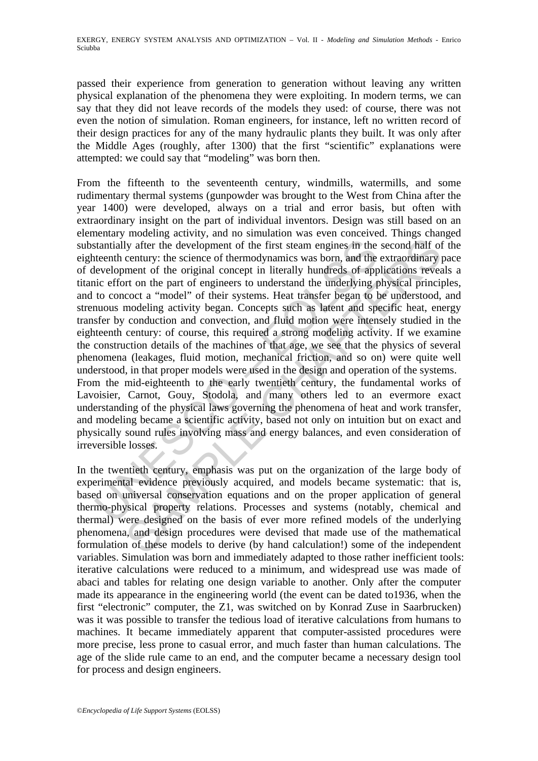passed their experience from generation to generation without leaving any written physical explanation of the phenomena they were exploiting. In modern terms, we can say that they did not leave records of the models they used: of course, there was not even the notion of simulation. Roman engineers, for instance, left no written record of their design practices for any of the many hydraulic plants they built. It was only after the Middle Ages (roughly, after 1300) that the first "scientific" explanations were attempted: we could say that "modeling" was born then.

From the fifteenth to the seventeenth century, windmills, watermills, and some rudimentary thermal systems (gunpowder was brought to the West from China after the year 1400) were developed, always on a trial and error basis, but often with extraordinary insight on the part of individual inventors. Design was still based on an elementary modeling activity, and no simulation was even conceived. Things changed substantially after the development of the first steam engines in the second half of the eighteenth century: the science of thermodynamics was born, and the extraordinary pace of development of the original concept in literally hundreds of applications reveals a titanic effort on the part of engineers to understand the underlying physical principles, and to concoct a "model" of their systems. Heat transfer began to be understood, and strenuous modeling activity began. Concepts such as latent and specific heat, energy transfer by conduction and convection, and fluid motion were intensely studied in the eighteenth century: of course, this required a strong modeling activity. If we examine the construction details of the machines of that age, we see that the physics of several phenomena (leakages, fluid motion, mechanical friction, and so on) were quite well understood, in that proper models were used in the design and operation of the systems.
From the mid-eighteenth to the early twentieth century, the fundamental works of Lavoisier, Carnot, Gouy, Stodola, and many others led to an evermore exact understanding of the physical laws governing the phenomena of heat and work transfer, and modeling became a scientific activity, based not only on intuition but on exact and physically sound rules involving mass and energy balances, and even consideration of irreversible losses.

In the twentieth century, emphasis was put on the organization of the large body of experimental evidence previously acquired, and models became systematic: that is, based on universal conservation equations and on the proper application of general thermo-physical property relations. Processes and systems (notably, chemical and thermal) were designed on the basis of ever more refined models of the underlying phenomena, and design procedures were devised that made use of the mathematical formulation of these models to derive (by hand calculation!) some of the independent variables. Simulation was born and immediately adapted to those rather inefficient tools: iterative calculations were reduced to a minimum, and widespread use was made of abaci and tables for relating one design variable to another. Only after the computer made its appearance in the engineering world (the event can be dated to1936, when the first "electronic" computer, the Z1, was switched on by Konrad Zuse in Saarbrucken) was it was possible to transfer the tedious load of iterative calculations from humans to machines. It became immediately apparent that computer-assisted procedures were more precise, less prone to casual error, and much faster than human calculations. The age of the slide rule came to an end, and the computer became a necessary design tool for process and design engineers.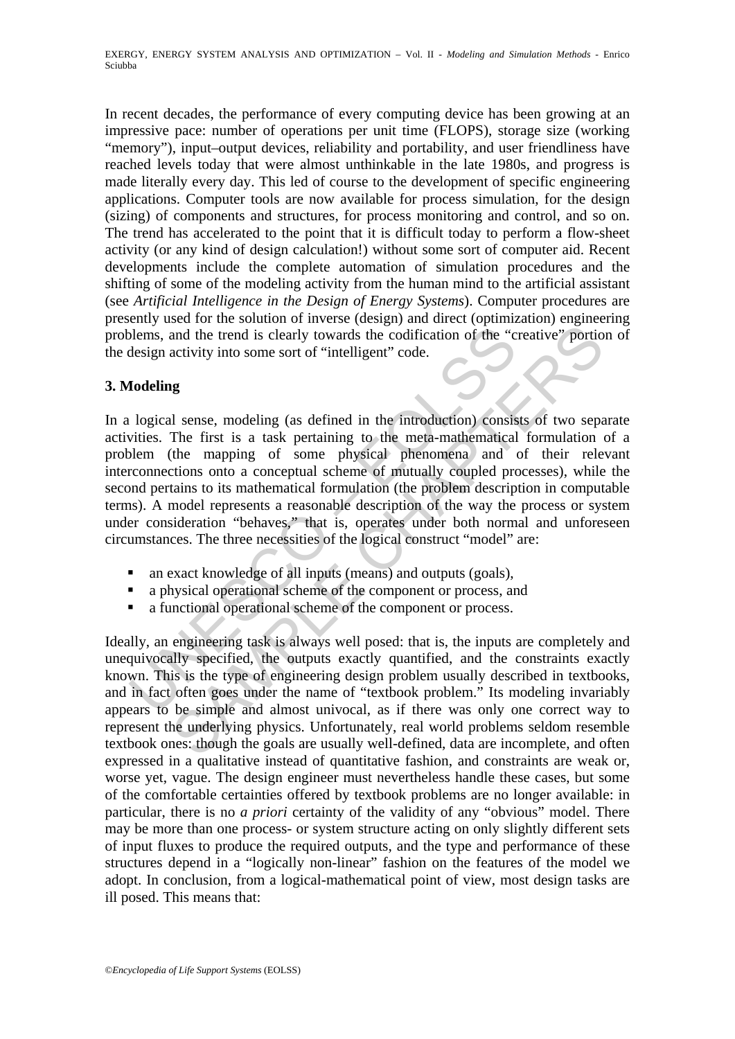In recent decades, the performance of every computing device has been growing at an impressive pace: number of operations per unit time (FLOPS), storage size (working "memory"), input–output devices, reliability and portability, and user friendliness have reached levels today that were almost unthinkable in the late 1980s, and progress is made literally every day. This led of course to the development of specific engineering applications. Computer tools are now available for process simulation, for the design (sizing) of components and structures, for process monitoring and control, and so on. The trend has accelerated to the point that it is difficult today to perform a flow-sheet activity (or any kind of design calculation!) without some sort of computer aid. Recent developments include the complete automation of simulation procedures and the shifting of some of the modeling activity from the human mind to the artificial assistant (see *Artificial Intelligence in the Design of Energy Systems*). Computer procedures are presently used for the solution of inverse (design) and direct (optimization) engineering problems, and the trend is clearly towards the codification of the "creative" portion of the design activity into some sort of "intelligent" code.

## 3. Modeling

In a logical sense, modeling (as defined in the introduction) consists of two separate activities. The first is a task pertaining to the meta-mathematical formulation of a problem (the mapping of some physical phenomena and of their relevant interconnections onto a conceptual scheme of mutually coupled processes), while the second pertains to its mathematical formulation (the problem description in computable terms). A model represents a reasonable description of the way the process or system under consideration "behaves," that is, operates under both normal and unforeseen circumstances. The three necessities of the logical construct "model" are:

- an exact knowledge of all inputs (means) and outputs (goals),
- a physical operational scheme of the component or process, and
- a functional operational scheme of the component or process.

Ideally, an engineering task is always well posed: that is, the inputs are completely and unequivocally specified, the outputs exactly quantified, and the constraints exactly known. This is the type of engineering design problem usually described in textbooks, and in fact often goes under the name of "textbook problem." Its modeling invariably appears to be simple and almost univocal, as if there was only one correct way to represent the underlying physics. Unfortunately, real world problems seldom resemble textbook ones: though the goals are usually well-defined, data are incomplete, and often expressed in a qualitative instead of quantitative fashion, and constraints are weak or, worse yet, vague. The design engineer must nevertheless handle these cases, but some of the comfortable certainties offered by textbook problems are no longer available: in particular, there is no *a priori* certainty of the validity of any "obvious" model. There may be more than one process- or system structure acting on only slightly different sets of input fluxes to produce the required outputs, and the type and performance of these structures depend in a "logically non-linear" fashion on the features of the model we adopt. In conclusion, from a logical-mathematical point of view, most design tasks are ill posed. This means that: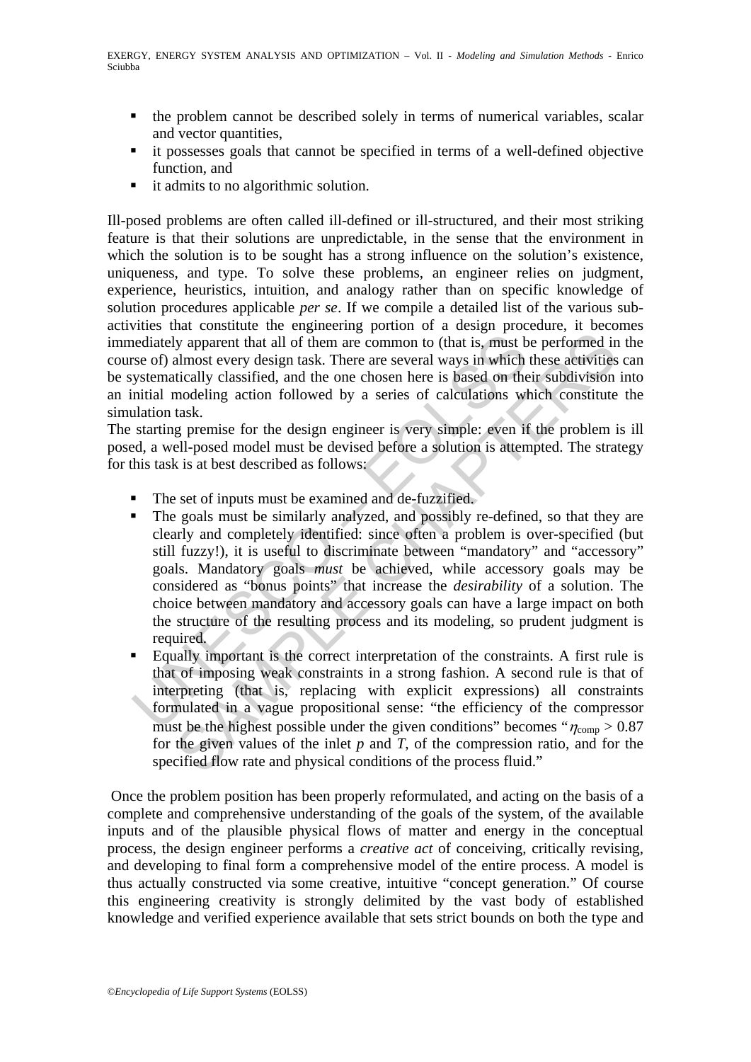- the problem cannot be described solely in terms of numerical variables, scalar and vector quantities,
- it possesses goals that cannot be specified in terms of a well-defined objective function, and
- it admits to no algorithmic solution.

Ill-posed problems are often called ill-defined or ill-structured, and their most striking feature is that their solutions are unpredictable, in the sense that the environment in which the solution is to be sought has a strong influence on the solution's existence, uniqueness, and type. To solve these problems, an engineer relies on judgment, experience, heuristics, intuition, and analogy rather than on specific knowledge of solution procedures applicable *per se*. If we compile a detailed list of the various sub-activities that constitute the engineering portion of a design procedure, it becomes immediately apparent that all of them are common to (that is, must be performed in the course of) almost every design task. There are several ways in which these activities can be systematically classified, and the one chosen here is based on their subdivision into an initial modeling action followed by a series of calculations which constitute the simulation task.

The starting premise for the design engineer is very simple: even if the problem is ill posed, a well-posed model must be devised before a solution is attempted. The strategy for this task is at best described as follows:

- The set of inputs must be examined and de-fuzzified.
- The goals must be similarly analyzed, and possibly re-defined, so that they are clearly and completely identified: since often a problem is over-specified (but still fuzzy!), it is useful to discriminate between "mandatory" and "accessory" goals. Mandatory goals *must* be achieved, while accessory goals may be considered as "bonus points" that increase the *desirability* of a solution. The choice between mandatory and accessory goals can have a large impact on both the structure of the resulting process and its modeling, so prudent judgment is required.
- Equally important is the correct interpretation of the constraints. A first rule is that of imposing weak constraints in a strong fashion. A second rule is that of interpreting (that is, replacing with explicit expressions) all constraints formulated in a vague propositional sense: "the efficiency of the compressor must be the highest possible under the given conditions" becomes "$\eta_{comp} > 0.87$ for the given values of the inlet $p$ and $T$, of the compression ratio, and for the specified flow rate and physical conditions of the process fluid."

Once the problem position has been properly reformulated, and acting on the basis of a complete and comprehensive understanding of the goals of the system, of the available inputs and of the plausible physical flows of matter and energy in the conceptual process, the design engineer performs a *creative act* of conceiving, critically revising, and developing to final form a comprehensive model of the entire process. A model is thus actually constructed via some creative, intuitive "concept generation." Of course this engineering creativity is strongly delimited by the vast body of established knowledge and verified experience available that sets strict bounds on both the type and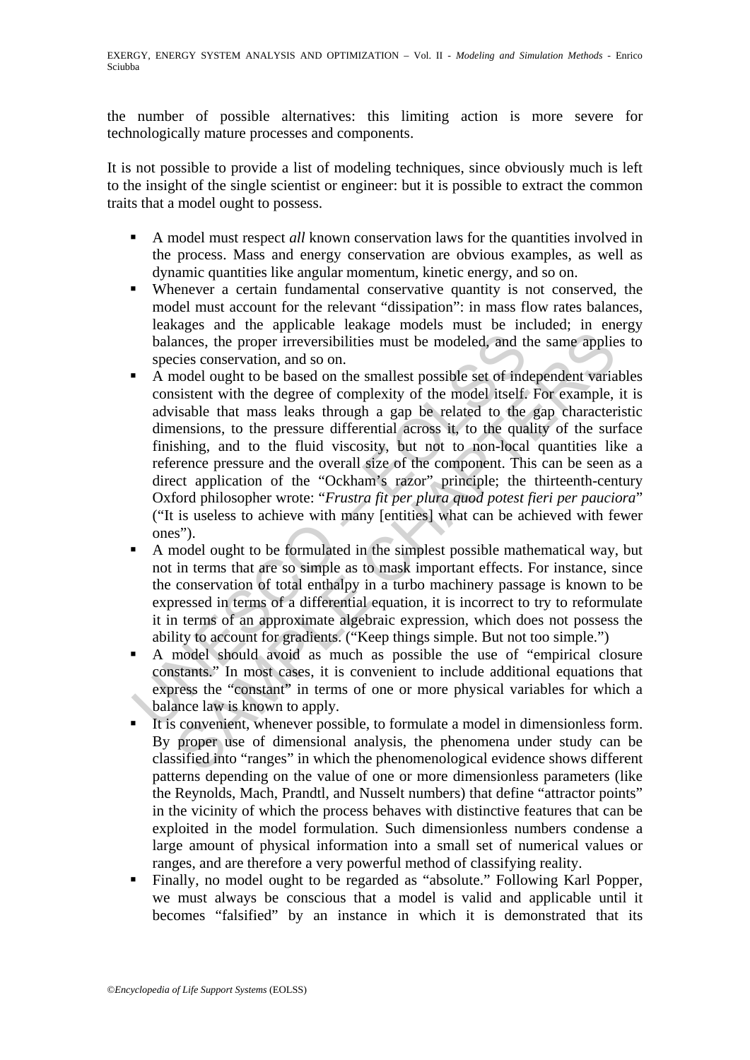the number of possible alternatives: this limiting action is more severe for technologically mature processes and components.

It is not possible to provide a list of modeling techniques, since obviously much is left to the insight of the single scientist or engineer: but it is possible to extract the common traits that a model ought to possess.

- A model must respect *all* known conservation laws for the quantities involved in the process. Mass and energy conservation are obvious examples, as well as dynamic quantities like angular momentum, kinetic energy, and so on.
- Whenever a certain fundamental conservative quantity is not conserved, the model must account for the relevant "dissipation": in mass flow rates balances, leakages and the applicable leakage models must be included; in energy balances, the proper irreversibilities must be modeled, and the same applies to species conservation, and so on.
- A model ought to be based on the smallest possible set of independent variables consistent with the degree of complexity of the model itself. For example, it is advisable that mass leaks through a gap be related to the gap characteristic dimensions, to the pressure differential across it, to the quality of the surface finishing, and to the fluid viscosity, but not to non-local quantities like a reference pressure and the overall size of the component. This can be seen as a direct application of the "Ockham's razor" principle; the thirteenth-century Oxford philosopher wrote: "*Frustra fit per plura quod potest fieri per pauciora*" ("It is useless to achieve with many [entities] what can be achieved with fewer ones").
- A model ought to be formulated in the simplest possible mathematical way, but not in terms that are so simple as to mask important effects. For instance, since the conservation of total enthalpy in a turbo machinery passage is known to be expressed in terms of a differential equation, it is incorrect to try to reformulate it in terms of an approximate algebraic expression, which does not possess the ability to account for gradients. ("Keep things simple. But not too simple.")
- A model should avoid as much as possible the use of "empirical closure constants." In most cases, it is convenient to include additional equations that express the "constant" in terms of one or more physical variables for which a balance law is known to apply.
- It is convenient, whenever possible, to formulate a model in dimensionless form. By proper use of dimensional analysis, the phenomena under study can be classified into "ranges" in which the phenomenological evidence shows different patterns depending on the value of one or more dimensionless parameters (like the Reynolds, Mach, Prandtl, and Nusselt numbers) that define "attractor points" in the vicinity of which the process behaves with distinctive features that can be exploited in the model formulation. Such dimensionless numbers condense a large amount of physical information into a small set of numerical values or ranges, and are therefore a very powerful method of classifying reality.
- Finally, no model ought to be regarded as "absolute." Following Karl Popper, we must always be conscious that a model is valid and applicable until it becomes "falsified" by an instance in which it is demonstrated that its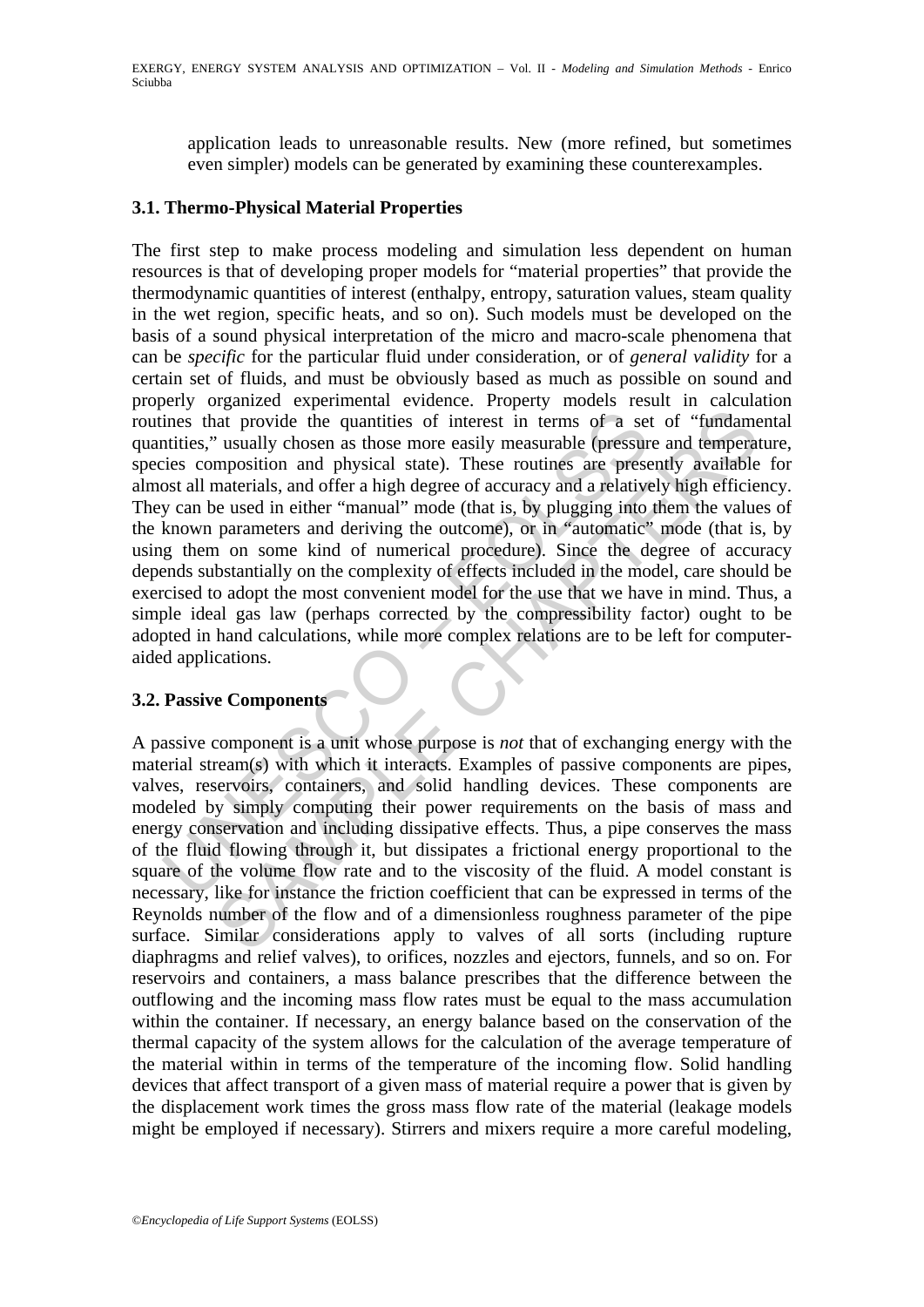application leads to unreasonable results. New (more refined, but sometimes even simpler) models can be generated by examining these counterexamples.

### 3.1. Thermo-Physical Material Properties

The first step to make process modeling and simulation less dependent on human resources is that of developing proper models for "material properties" that provide the thermodynamic quantities of interest (enthalpy, entropy, saturation values, steam quality in the wet region, specific heats, and so on). Such models must be developed on the basis of a sound physical interpretation of the micro and macro-scale phenomena that can be *specific* for the particular fluid under consideration, or of *general validity* for a certain set of fluids, and must be obviously based as much as possible on sound and properly organized experimental evidence. Property models result in calculation routines that provide the quantities of interest in terms of a set of "fundamental quantities," usually chosen as those more easily measurable (pressure and temperature, species composition and physical state). These routines are presently available for almost all materials, and offer a high degree of accuracy and a relatively high efficiency. They can be used in either "manual" mode (that is, by plugging into them the values of the known parameters and deriving the outcome), or in "automatic" mode (that is, by using them on some kind of numerical procedure). Since the degree of accuracy depends substantially on the complexity of effects included in the model, care should be exercised to adopt the most convenient model for the use that we have in mind. Thus, a simple ideal gas law (perhaps corrected by the compressibility factor) ought to be adopted in hand calculations, while more complex relations are to be left for computer-aided applications.

### 3.2. Passive Components

A passive component is a unit whose purpose is *not* that of exchanging energy with the material stream(s) with which it interacts. Examples of passive components are pipes, valves, reservoirs, containers, and solid handling devices. These components are modeled by simply computing their power requirements on the basis of mass and energy conservation and including dissipative effects. Thus, a pipe conserves the mass of the fluid flowing through it, but dissipates a frictional energy proportional to the square of the volume flow rate and to the viscosity of the fluid. A model constant is necessary, like for instance the friction coefficient that can be expressed in terms of the Reynolds number of the flow and of a dimensionless roughness parameter of the pipe surface. Similar considerations apply to valves of all sorts (including rupture diaphragms and relief valves), to orifices, nozzles and ejectors, funnels, and so on. For reservoirs and containers, a mass balance prescribes that the difference between the outflowing and the incoming mass flow rates must be equal to the mass accumulation within the container. If necessary, an energy balance based on the conservation of the thermal capacity of the system allows for the calculation of the average temperature of the material within in terms of the temperature of the incoming flow. Solid handling devices that affect transport of a given mass of material require a power that is given by the displacement work times the gross mass flow rate of the material (leakage models might be employed if necessary). Stirrers and mixers require a more careful modeling,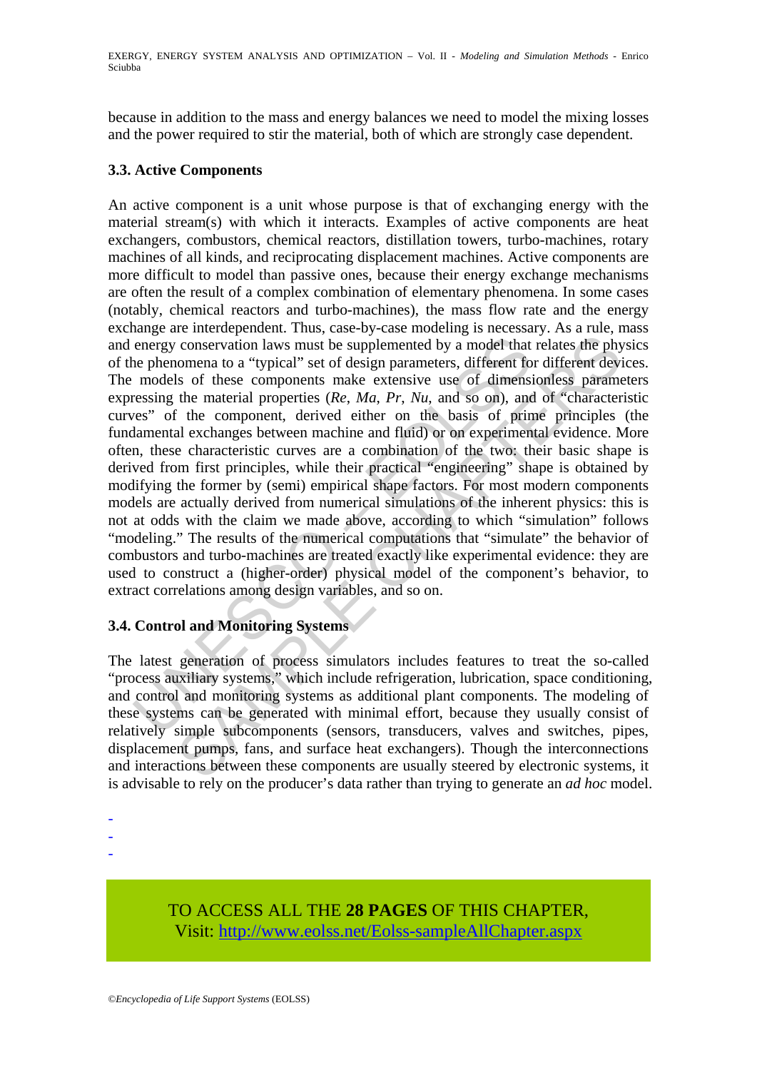because in addition to the mass and energy balances we need to model the mixing losses and the power required to stir the material, both of which are strongly case dependent.

### 3.3. Active Components

An active component is a unit whose purpose is that of exchanging energy with the material stream(s) with which it interacts. Examples of active components are heat exchangers, combustors, chemical reactors, distillation towers, turbo-machines, rotary machines of all kinds, and reciprocating displacement machines. Active components are more difficult to model than passive ones, because their energy exchange mechanisms are often the result of a complex combination of elementary phenomena. In some cases (notably, chemical reactors and turbo-machines), the mass flow rate and the energy exchange are interdependent. Thus, case-by-case modeling is necessary. As a rule, mass and energy conservation laws must be supplemented by a model that relates the physics of the phenomena to a "typical" set of design parameters, different for different devices. The models of these components make extensive use of dimensionless parameters expressing the material properties (*Re*, *Ma*, *Pr*, *Nu*, and so on), and of "characteristic curves" of the component, derived either on the basis of prime principles (the fundamental exchanges between machine and fluid) or on experimental evidence. More often, these characteristic curves are a combination of the two: their basic shape is derived from first principles, while their practical "engineering" shape is obtained by modifying the former by (semi) empirical shape factors. For most modern components models are actually derived from numerical simulations of the inherent physics: this is not at odds with the claim we made above, according to which "simulation" follows "modeling." The results of the numerical computations that "simulate" the behavior of combustors and turbo-machines are treated exactly like experimental evidence: they are used to construct a (higher-order) physical model of the component's behavior, to extract correlations among design variables, and so on.

### 3.4. Control and Monitoring Systems

The latest generation of process simulators includes features to treat the so-called "process auxiliary systems," which include refrigeration, lubrication, space conditioning, and control and monitoring systems as additional plant components. The modeling of these systems can be generated with minimal effort, because they usually consist of relatively simple subcomponents (sensors, transducers, valves and switches, pipes, displacement pumps, fans, and surface heat exchangers). Though the interconnections and interactions between these components are usually steered by electronic systems, it is advisable to rely on the producer's data rather than trying to generate an *ad hoc* model.

-
-
-

TO ACCESS ALL THE **28 PAGES** OF THIS CHAPTER,
Visit: http://www.eolss.net/Eolss-sampleAllChapter.aspx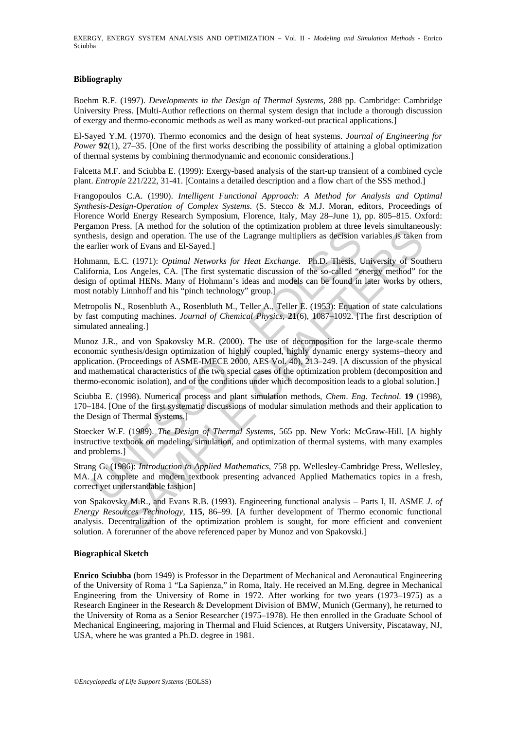**Bibliography**

Boehm R.F. (1997). *Developments in the Design of Thermal Systems*, 288 pp. Cambridge: Cambridge University Press. [Multi-Author reflections on thermal system design that include a thorough discussion of exergy and thermo-economic methods as well as many worked-out practical applications.]

El-Sayed Y.M. (1970). Thermo economics and the design of heat systems. *Journal of Engineering for Power* **92**(1), 27–35. [One of the first works describing the possibility of attaining a global optimization of thermal systems by combining thermodynamic and economic considerations.]

Falcetta M.F. and Sciubba E. (1999): Exergy-based analysis of the start-up transient of a combined cycle plant. *Entropie* 221/222, 31-41. [Contains a detailed description and a flow chart of the SSS method.]

Frangopoulos C.A. (1990). *Intelligent Functional Approach: A Method for Analysis and Optimal Synthesis-Design-Operation of Complex Systems*. (S. Stecco & M.J. Moran, editors, Proceedings of Florence World Energy Research Symposium, Florence, Italy, May 28–June 1), pp. 805–815. Oxford: Pergamon Press. [A method for the solution of the optimization problem at three levels simultaneously: synthesis, design and operation. The use of the Lagrange multipliers as decision variables is taken from the earlier work of Evans and El-Sayed.]

Hohmann, E.C. (1971): *Optimal Networks for Heat Exchange*. Ph.D. Thesis, University of Southern California, Los Angeles, CA. [The first systematic discussion of the so-called "energy method" for the design of optimal HENs. Many of Hohmann's ideas and models can be found in later works by others, most notably Linnhoff and his "pinch technology" group.]

Metropolis N., Rosenbluth A., Rosenbluth M., Teller A., Teller E. (1953): Equation of state calculations by fast computing machines. *Journal of Chemical Physics*, **21**(6), 1087–1092. [The first description of simulated annealing.]

Munoz J.R., and von Spakovsky M.R. (2000). The use of decomposition for the large-scale thermo economic synthesis/design optimization of highly coupled, highly dynamic energy systems–theory and application. (Proceedings of ASME-IMECE 2000, AES Vol. 40), 213–249. [A discussion of the physical and mathematical characteristics of the two special cases of the optimization problem (decomposition and thermo-economic isolation), and of the conditions under which decomposition leads to a global solution.]

Sciubba E. (1998). Numerical process and plant simulation methods, *Chem. Eng. Technol.* **19** (1998), 170–184. [One of the first systematic discussions of modular simulation methods and their application to the Design of Thermal Systems.]

Stoecker W.F. (1989). *The Design of Thermal Systems*, 565 pp. New York: McGraw-Hill. [A highly instructive textbook on modeling, simulation, and optimization of thermal systems, with many examples and problems.]

Strang G. (1986): *Introduction to Applied Mathematics*, 758 pp. Wellesley-Cambridge Press, Wellesley, MA. [A complete and modern textbook presenting advanced Applied Mathematics topics in a fresh, correct yet understandable fashion]

von Spakovsky M.R., and Evans R.B. (1993). Engineering functional analysis – Parts I, II. ASME *J. of Energy Resources Technology*, **115**, 86–99. [A further development of Thermo economic functional analysis. Decentralization of the optimization problem is sought, for more efficient and convenient solution. A forerunner of the above referenced paper by Munoz and von Spakovski.]

**Biographical Sketch**

**Enrico Sciubba** (born 1949) is Professor in the Department of Mechanical and Aeronautical Engineering of the University of Roma 1 "La Sapienza," in Roma, Italy. He received an M.Eng. degree in Mechanical Engineering from the University of Rome in 1972. After working for two years (1973–1975) as a Research Engineer in the Research & Development Division of BMW, Munich (Germany), he returned to the University of Roma as a Senior Researcher (1975–1978). He then enrolled in the Graduate School of Mechanical Engineering, majoring in Thermal and Fluid Sciences, at Rutgers University, Piscataway, NJ, USA, where he was granted a Ph.D. degree in 1981.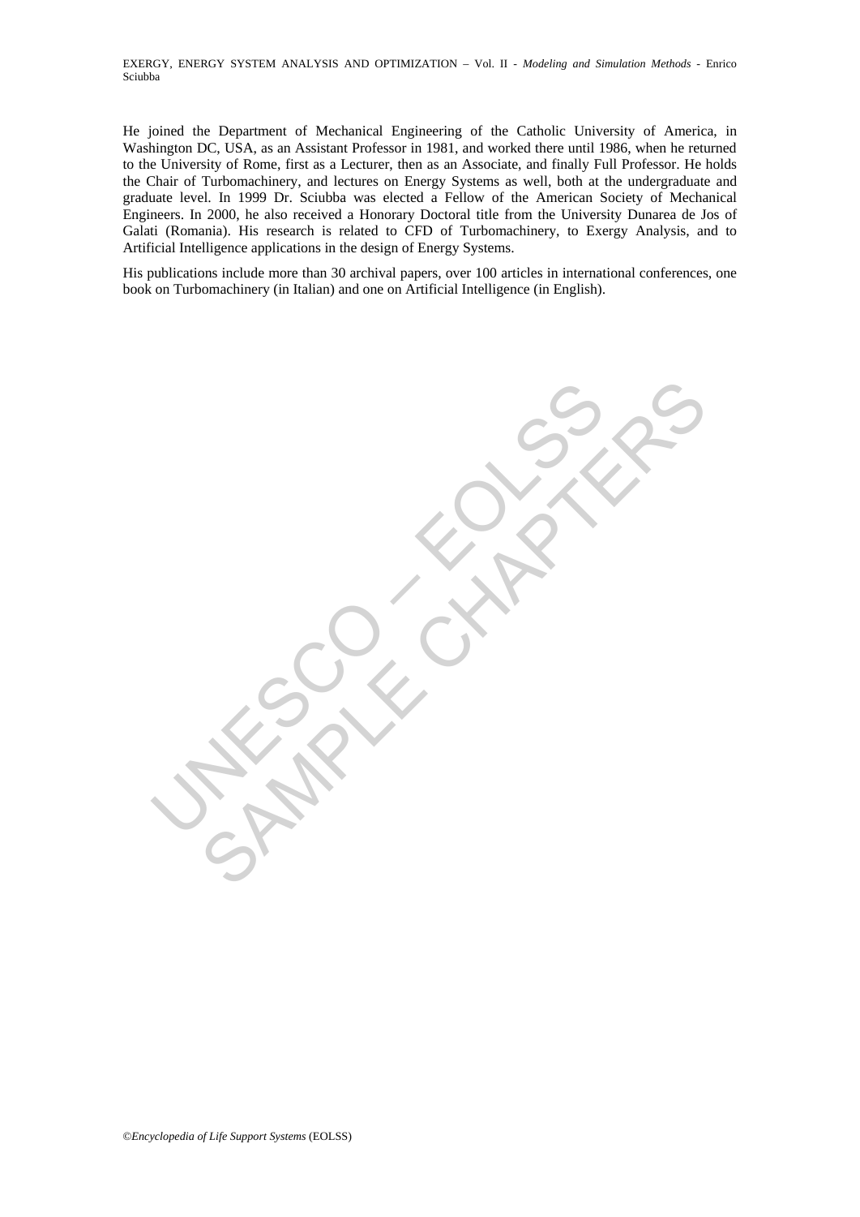He joined the Department of Mechanical Engineering of the Catholic University of America, in Washington DC, USA, as an Assistant Professor in 1981, and worked there until 1986, when he returned to the University of Rome, first as a Lecturer, then as an Associate, and finally Full Professor. He holds the Chair of Turbomachinery, and lectures on Energy Systems as well, both at the undergraduate and graduate level. In 1999 Dr. Sciubba was elected a Fellow of the American Society of Mechanical Engineers. In 2000, he also received a Honorary Doctoral title from the University Dunarea de Jos of Galati (Romania). His research is related to CFD of Turbomachinery, to Exergy Analysis, and to Artificial Intelligence applications in the design of Energy Systems.

His publications include more than 30 archival papers, over 100 articles in international conferences, one book on Turbomachinery (in Italian) and one on Artificial Intelligence (in English).